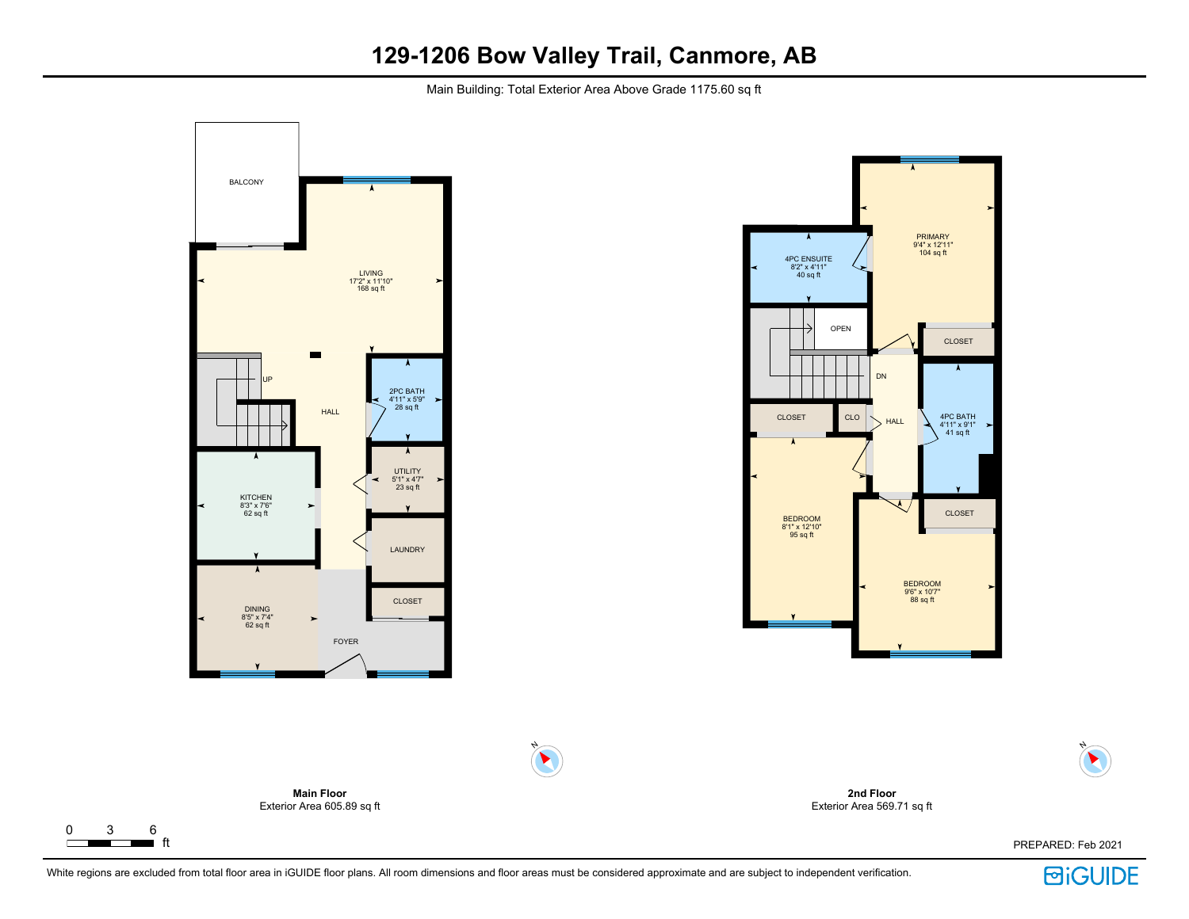# 129-1206 Bow Valley Trail, Canmore, AB

Main Building: Total Exterior Area Above Grade 1175.60 sq ft

BALCONY

LIVING
17'2" x 11'10"
168 sq ft

UP

HALL

2PC BATH
4'11" x 5'9"
28 sq ft

UTILITY
5'1" x 4'7"
23 sq ft

KITCHEN
8'3" x 7'6"
62 sq ft

LAUNDRY

CLOSET

DINING
8'5" x 7'4"
62 sq ft

FOYER

4PC ENSUITE
8'2" x 4'11"
40 sq ft

PRIMARY
9'4" x 12'11"
104 sq ft

OPEN

CLOSET

DN

CLOSET

CLO

HALL

4PC BATH
4'11" x 9'1"
41 sq ft

CLOSET

BEDROOM
8'1" x 12'10"
95 sq ft

BEDROOM
9'6" x 10'7"
88 sq ft

N

N

**Main Floor**
Exterior Area 605.89 sq ft

**2nd Floor**
Exterior Area 569.71 sq ft

0 3 6 ft

PREPARED: Feb 2021

White regions are excluded from total floor area in iGUIDE floor plans. All room dimensions and floor areas must be considered approximate and are subject to independent verification.

iGUIDE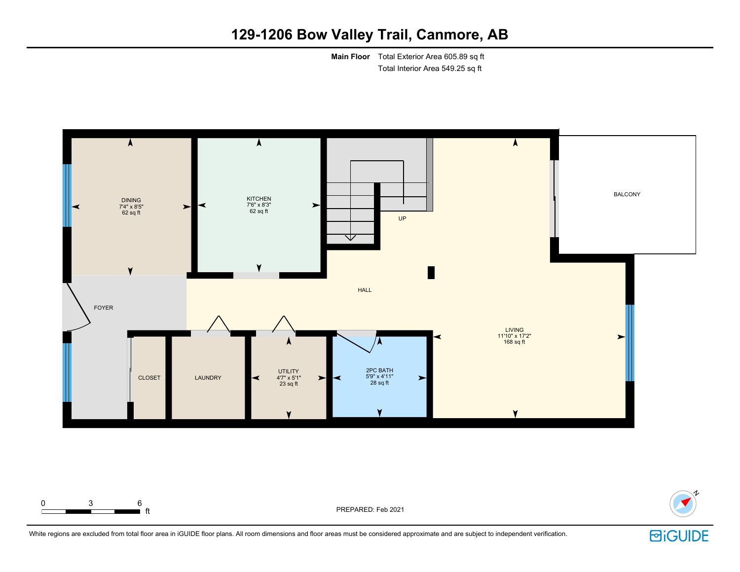# 129-1206 Bow Valley Trail, Canmore, AB

**Main Floor** Total Exterior Area 605.89 sq ft
Total Interior Area 549.25 sq ft

DINING
7'4" x 8'5"
62 sq ft

KITCHEN
7'6" x 8'3"
62 sq ft

UP

BALCONY

HALL

FOYER

LIVING
11'10" x 17'2"
168 sq ft

CLOSET

LAUNDRY

UTILITY
4'7" x 5'1"
23 sq ft

2PC BATH
5'9" x 4'11"
28 sq ft

0 3 6 ft

PREPARED: Feb 2021

N

White regions are excluded from total floor area in iGUIDE floor plans. All room dimensions and floor areas must be considered approximate and are subject to independent verification.

iGUIDE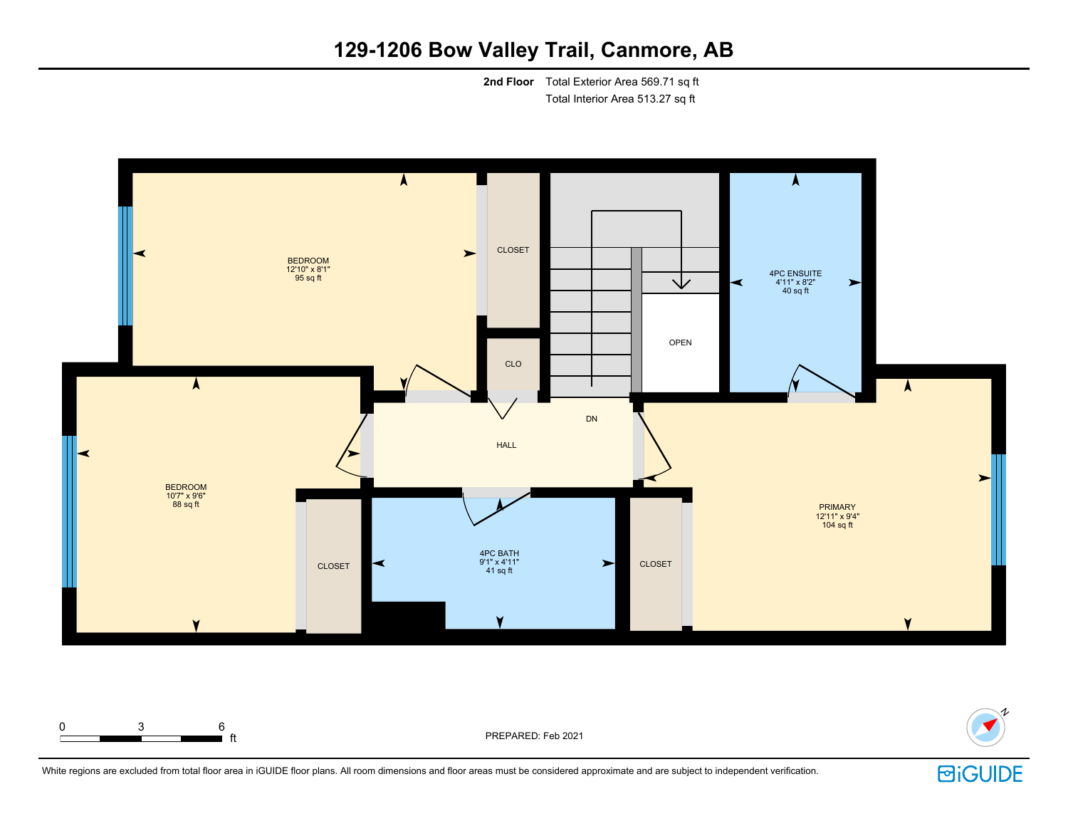# 129-1206 Bow Valley Trail, Canmore, AB

**2nd Floor** Total Exterior Area 569.71 sq ft
Total Interior Area 513.27 sq ft

BEDROOM
12'10" x 8'1"
95 sq ft

CLOSET

4PC ENSUITE
4'11" x 8'2"
40 sq ft

OPEN

CLO

DN

HALL

BEDROOM
10'7" x 9'6"
88 sq ft

CLOSET

4PC BATH
9'1" x 4'11"
41 sq ft

CLOSET

PRIMARY
12'11" x 9'4"
104 sq ft

0 3 6 ft

PREPARED: Feb 2021

N

White regions are excluded from total floor area in iGUIDE floor plans. All room dimensions and floor areas must be considered approximate and are subject to independent verification.

iGUIDE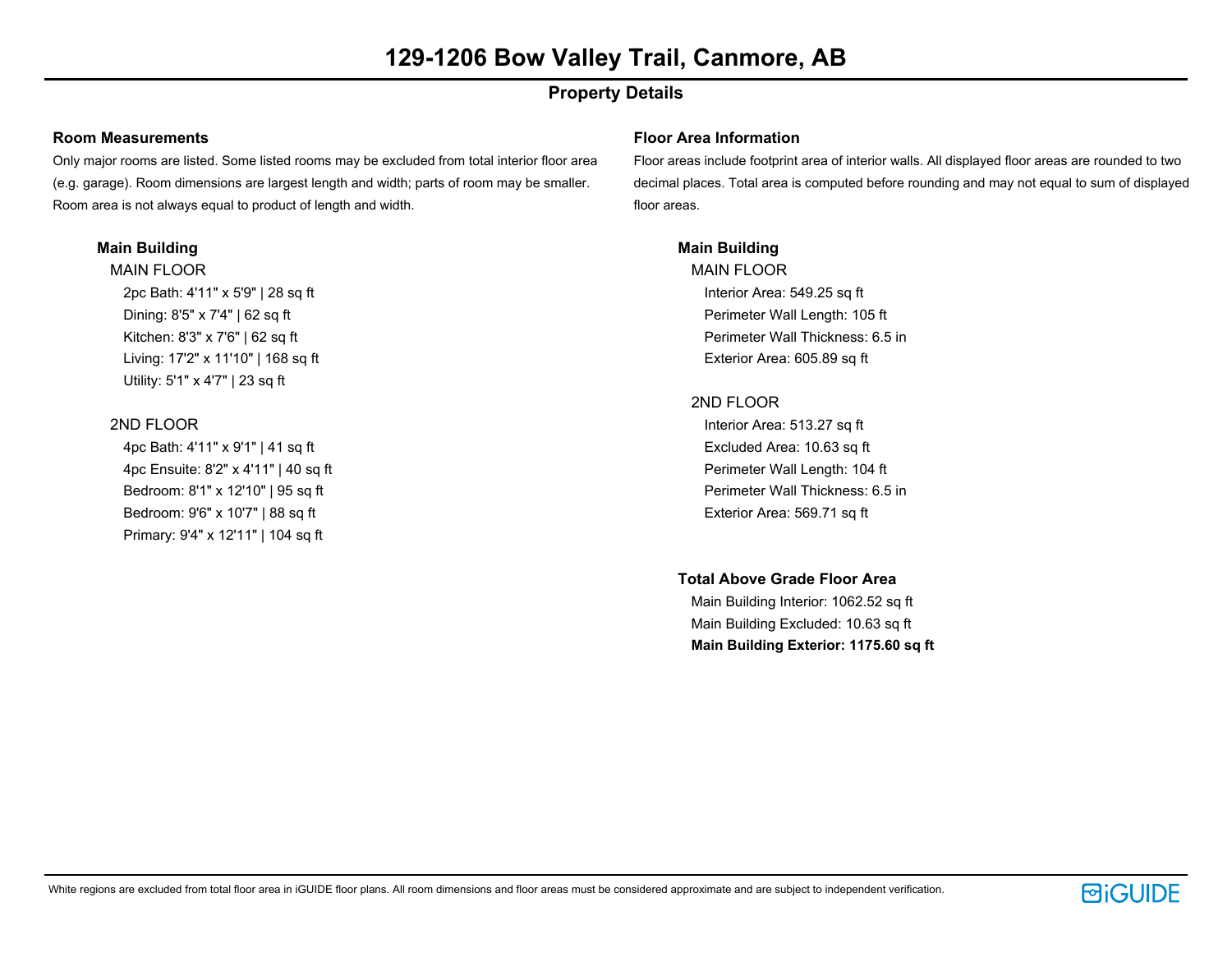# 129-1206 Bow Valley Trail, Canmore, AB

## Property Details

### Room Measurements

Only major rooms are listed. Some listed rooms may be excluded from total interior floor area (e.g. garage). Room dimensions are largest length and width; parts of room may be smaller. Room area is not always equal to product of length and width.

**Main Building**

MAIN FLOOR

- 2pc Bath: 4'11" x 5'9" | 28 sq ft
- Dining: 8'5" x 7'4" | 62 sq ft
- Kitchen: 8'3" x 7'6" | 62 sq ft
- Living: 17'2" x 11'10" | 168 sq ft
- Utility: 5'1" x 4'7" | 23 sq ft

2ND FLOOR

- 4pc Bath: 4'11" x 9'1" | 41 sq ft
- 4pc Ensuite: 8'2" x 4'11" | 40 sq ft
- Bedroom: 8'1" x 12'10" | 95 sq ft
- Bedroom: 9'6" x 10'7" | 88 sq ft
- Primary: 9'4" x 12'11" | 104 sq ft

### Floor Area Information

Floor areas include footprint area of interior walls. All displayed floor areas are rounded to two decimal places. Total area is computed before rounding and may not equal to sum of displayed floor areas.

**Main Building**

MAIN FLOOR

- Interior Area: 549.25 sq ft
- Perimeter Wall Length: 105 ft
- Perimeter Wall Thickness: 6.5 in
- Exterior Area: 605.89 sq ft

2ND FLOOR

- Interior Area: 513.27 sq ft
- Excluded Area: 10.63 sq ft
- Perimeter Wall Length: 104 ft
- Perimeter Wall Thickness: 6.5 in
- Exterior Area: 569.71 sq ft

**Total Above Grade Floor Area**

- Main Building Interior: 1062.52 sq ft
- Main Building Excluded: 10.63 sq ft
- **Main Building Exterior: 1175.60 sq ft**

White regions are excluded from total floor area in iGUIDE floor plans. All room dimensions and floor areas must be considered approximate and are subject to independent verification.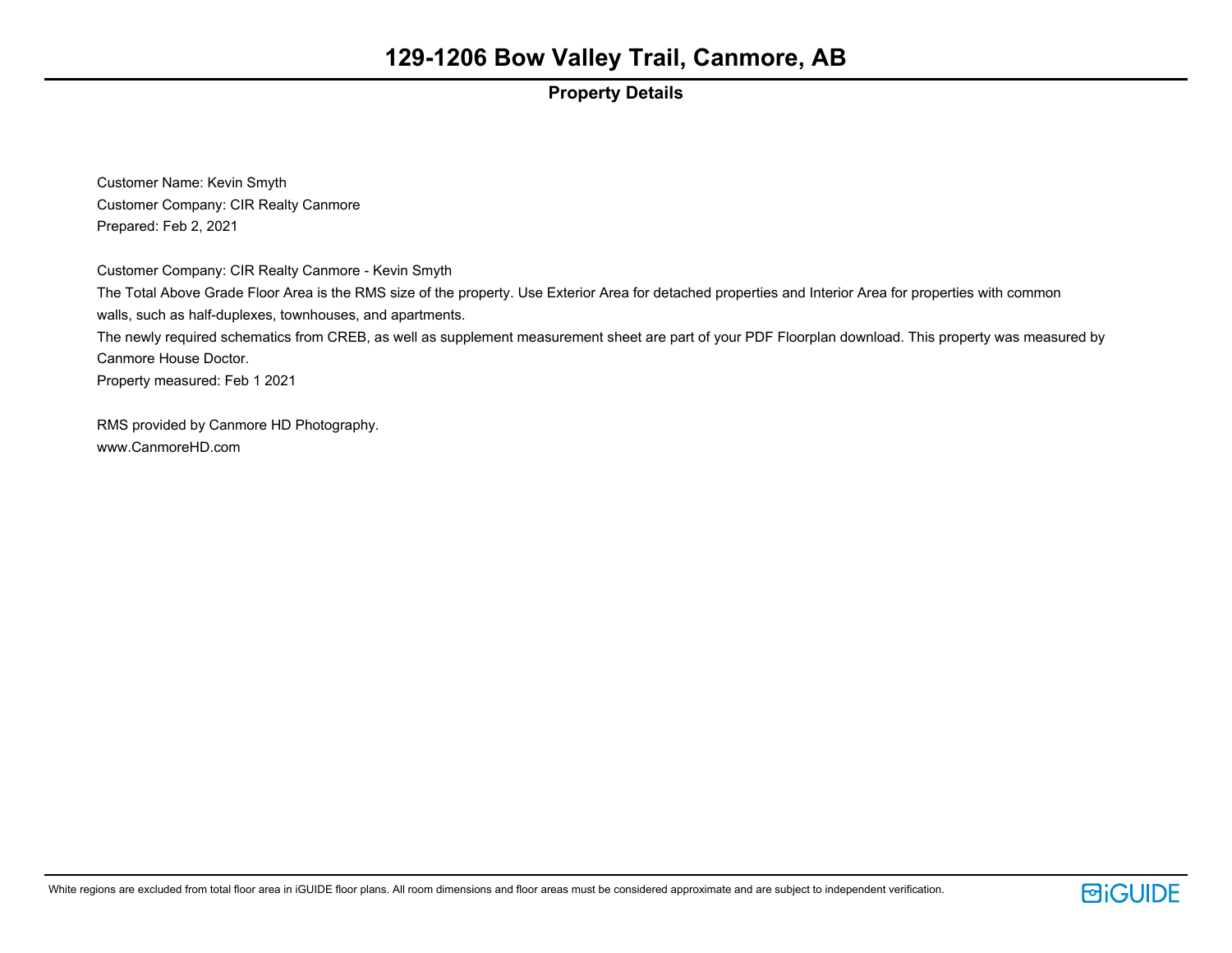# 129-1206 Bow Valley Trail, Canmore, AB

## Property Details

Customer Name: Kevin Smyth
Customer Company: CIR Realty Canmore
Prepared: Feb 2, 2021

Customer Company: CIR Realty Canmore - Kevin Smyth
The Total Above Grade Floor Area is the RMS size of the property. Use Exterior Area for detached properties and Interior Area for properties with common walls, such as half-duplexes, townhouses, and apartments.
The newly required schematics from CREB, as well as supplement measurement sheet are part of your PDF Floorplan download. This property was measured by Canmore House Doctor.
Property measured: Feb 1 2021

RMS provided by Canmore HD Photography.
www.CanmoreHD.com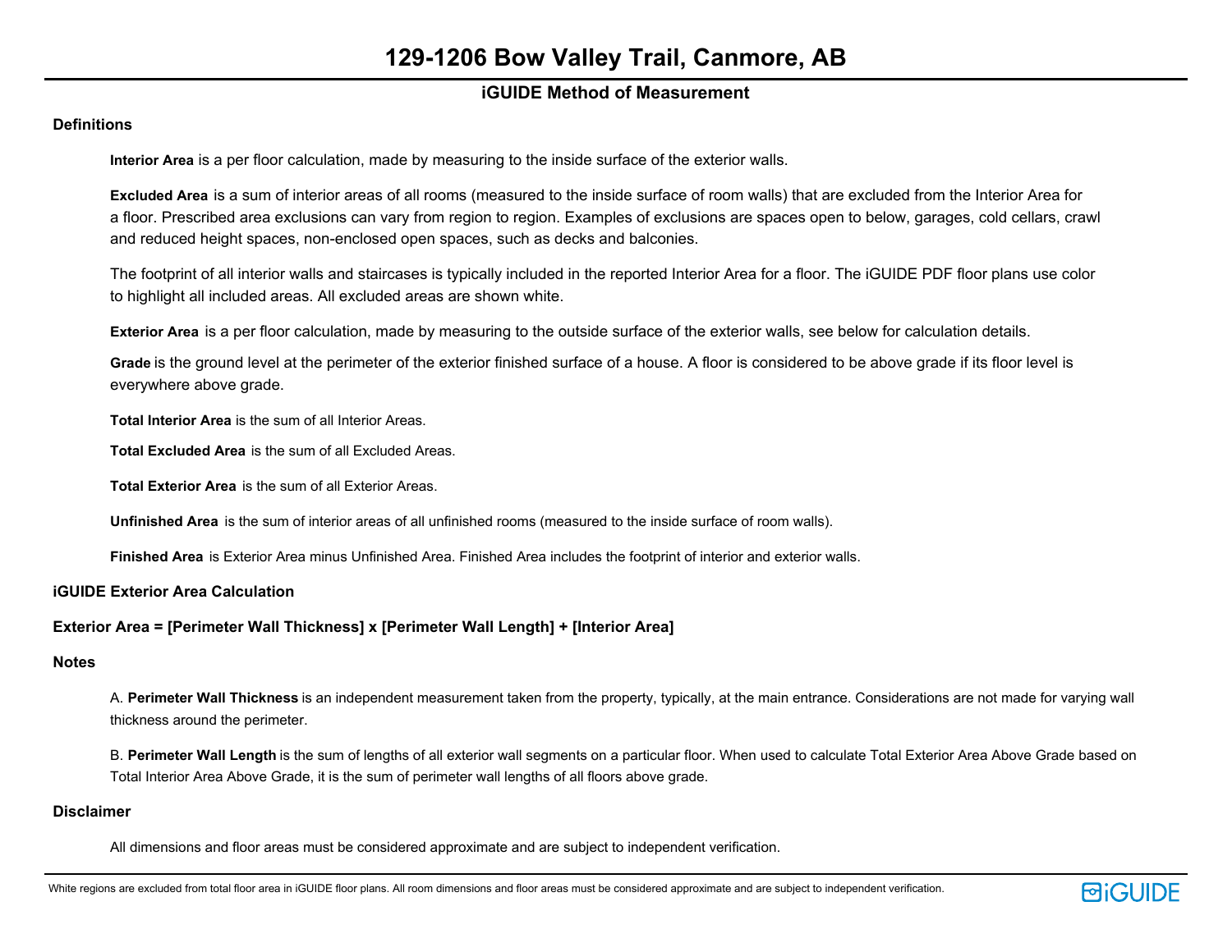# 129-1206 Bow Valley Trail, Canmore, AB

## iGUIDE Method of Measurement

### Definitions

**Interior Area** is a per floor calculation, made by measuring to the inside surface of the exterior walls.

**Excluded Area** is a sum of interior areas of all rooms (measured to the inside surface of room walls) that are excluded from the Interior Area for a floor. Prescribed area exclusions can vary from region to region. Examples of exclusions are spaces open to below, garages, cold cellars, crawl and reduced height spaces, non-enclosed open spaces, such as decks and balconies.

The footprint of all interior walls and staircases is typically included in the reported Interior Area for a floor. The iGUIDE PDF floor plans use color to highlight all included areas. All excluded areas are shown white.

**Exterior Area** is a per floor calculation, made by measuring to the outside surface of the exterior walls, see below for calculation details.

**Grade** is the ground level at the perimeter of the exterior finished surface of a house. A floor is considered to be above grade if its floor level is everywhere above grade.

**Total Interior Area** is the sum of all Interior Areas.

**Total Excluded Area** is the sum of all Excluded Areas.

**Total Exterior Area** is the sum of all Exterior Areas.

**Unfinished Area** is the sum of interior areas of all unfinished rooms (measured to the inside surface of room walls).

**Finished Area** is Exterior Area minus Unfinished Area. Finished Area includes the footprint of interior and exterior walls.

### iGUIDE Exterior Area Calculation

**Exterior Area = [Perimeter Wall Thickness] x [Perimeter Wall Length] + [Interior Area]**

### Notes

A. **Perimeter Wall Thickness** is an independent measurement taken from the property, typically, at the main entrance. Considerations are not made for varying wall thickness around the perimeter.

B. **Perimeter Wall Length** is the sum of lengths of all exterior wall segments on a particular floor. When used to calculate Total Exterior Area Above Grade based on Total Interior Area Above Grade, it is the sum of perimeter wall lengths of all floors above grade.

### Disclaimer

All dimensions and floor areas must be considered approximate and are subject to independent verification.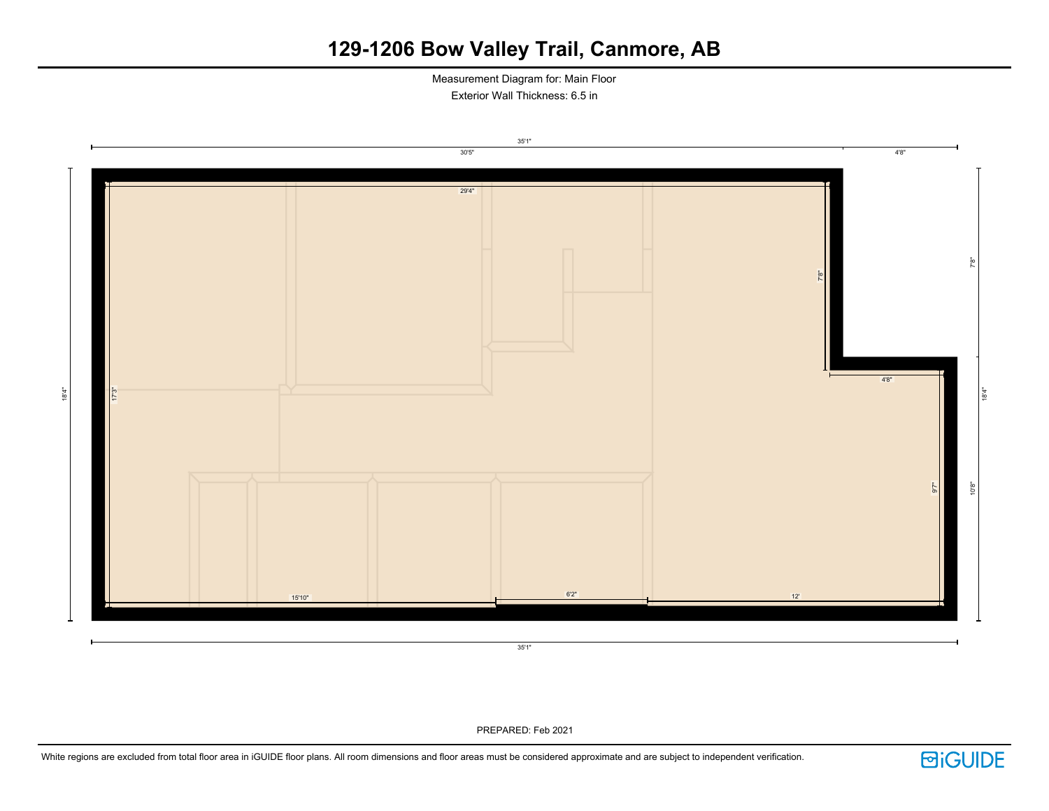# 129-1206 Bow Valley Trail, Canmore, AB

Measurement Diagram for: Main Floor

Exterior Wall Thickness: 6.5 in

35'1"

30'5"

4'8"

29'4"

7'8"

7'8"

18'4"

17'3"

4'8"

18'4"

9'7"

10'8"

15'10"

6'2"

12'

35'1"

PREPARED: Feb 2021

White regions are excluded from total floor area in iGUIDE floor plans. All room dimensions and floor areas must be considered approximate and are subject to independent verification.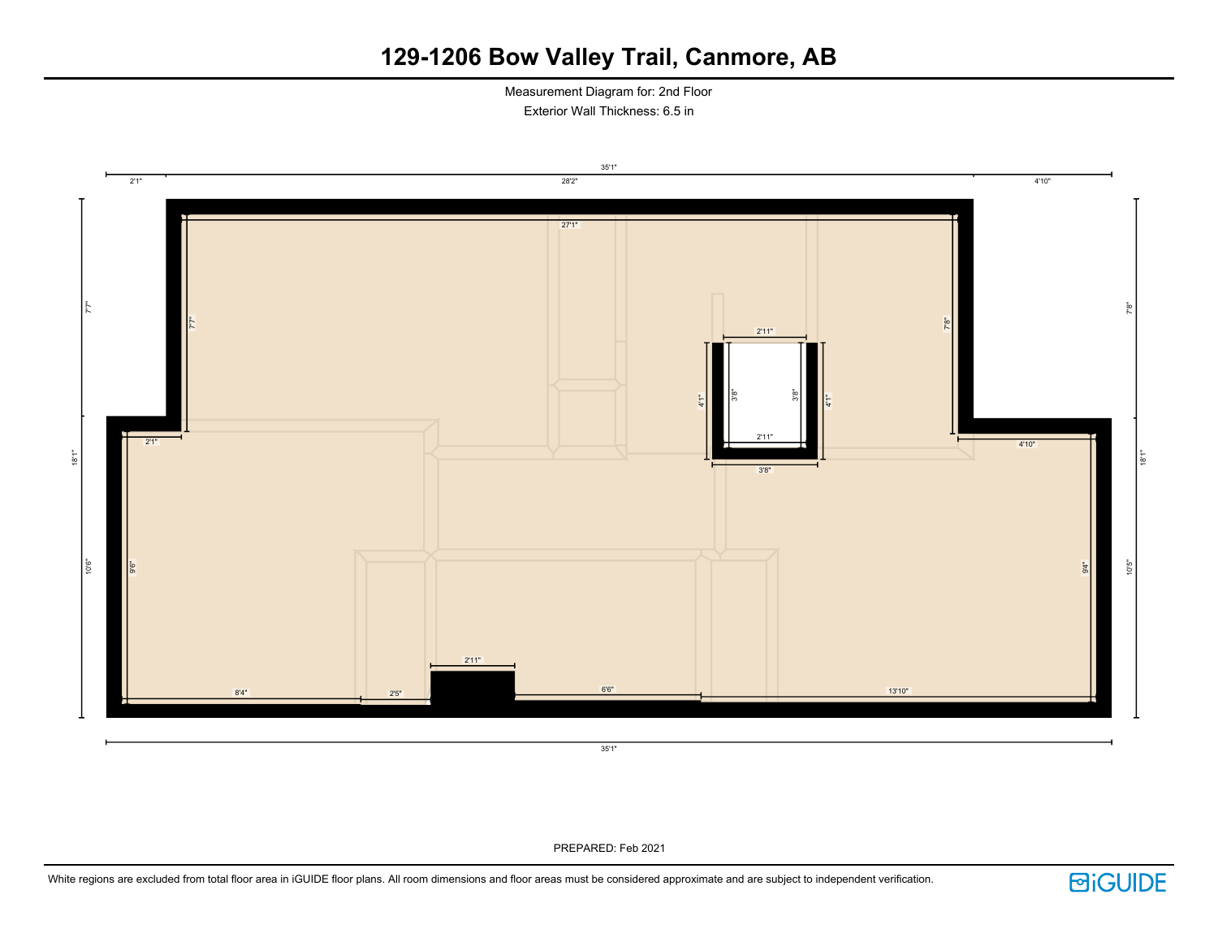# 129-1206 Bow Valley Trail, Canmore, AB

Measurement Diagram for: 2nd Floor

Exterior Wall Thickness: 6.5 in

35'1"
2'1"
28'2"
4'10"
27'1"
7'7"
7'7"
7'8"
7'8"
2'11"
4'1"
3'8"
3'8"
4'1"
2'11"
3'8"
2'1"
4'10"
18'1"
18'1"
10'6"
9'6"
9'4"
10'5"
2'11"
8'4"
2'5"
6'6"
13'10"
35'1"

PREPARED: Feb 2021

White regions are excluded from total floor area in iGUIDE floor plans. All room dimensions and floor areas must be considered approximate and are subject to independent verification.

iGUIDE